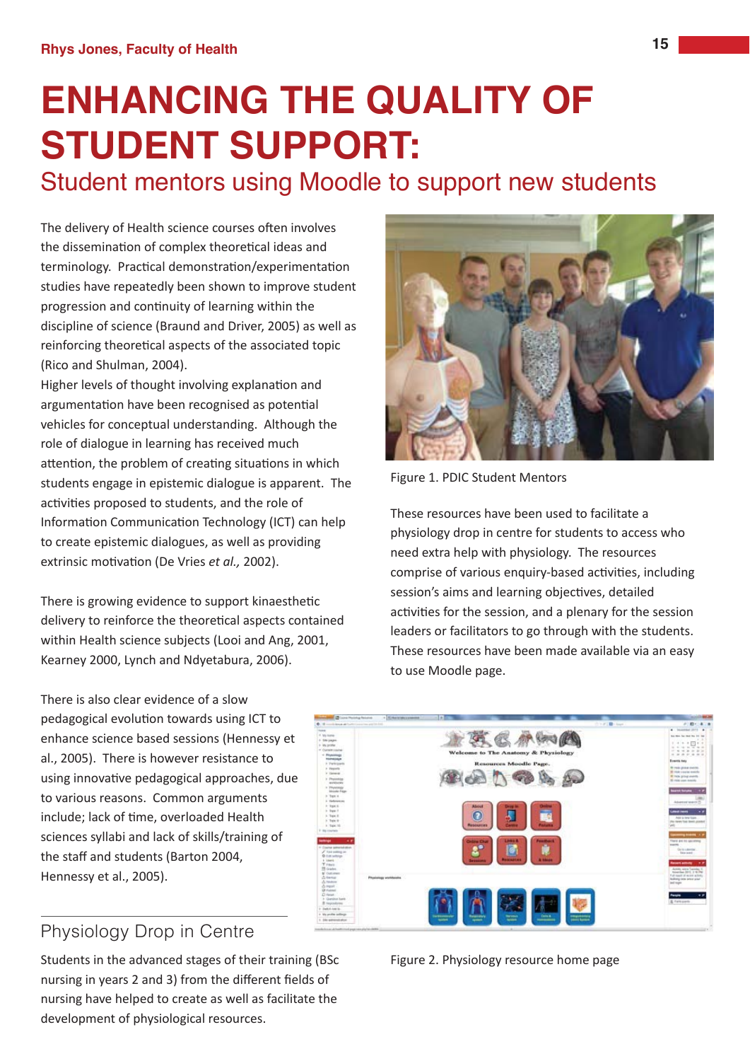Rhys Jones, Faculty of Health

# ENHANCING THE QUALITY OF STUDENT SUPPORT:

## Student mentors using Moodle to support new students

The delivery of Health science courses often involves the dissemination of complex theoretical ideas and terminology. Practical demonstration/experimentation studies have repeatedly been shown to improve student progression and continuity of learning within the discipline of science (Braund and Driver, 2005) as well as reinforcing theoretical aspects of the associated topic (Rico and Shulman, 2004).

Higher levels of thought involving explanation and argumentation have been recognised as potential vehicles for conceptual understanding. Although the role of dialogue in learning has received much attention, the problem of creating situations in which students engage in epistemic dialogue is apparent. The activities proposed to students, and the role of Information Communication Technology (ICT) can help to create epistemic dialogues, as well as providing extrinsic motivation (De Vries *et al.,* 2002).

There is growing evidence to support kinaesthetic delivery to reinforce the theoretical aspects contained within Health science subjects (Looi and Ang, 2001, Kearney 2000, Lynch and Ndyetabura, 2006).

There is also clear evidence of a slow pedagogical evolution towards using ICT to enhance science based sessions (Hennessy et al., 2005). There is however resistance to using innovative pedagogical approaches, due to various reasons. Common arguments include; lack of time, overloaded Health sciences syllabi and lack of skills/training of the staff and students (Barton 2004, Hennessy et al., 2005).

### Physiology Drop in Centre

Students in the advanced stages of their training (BSc nursing in years 2 and 3) from the different fields of nursing have helped to create as well as facilitate the development of physiological resources.

Figure 1. PDIC Student Mentors

These resources have been used to facilitate a physiology drop in centre for students to access who need extra help with physiology. The resources comprise of various enquiry-based activities, including session's aims and learning objectives, detailed activities for the session, and a plenary for the session leaders or facilitators to go through with the students. These resources have been made available via an easy to use Moodle page.

Figure 2. Physiology resource home page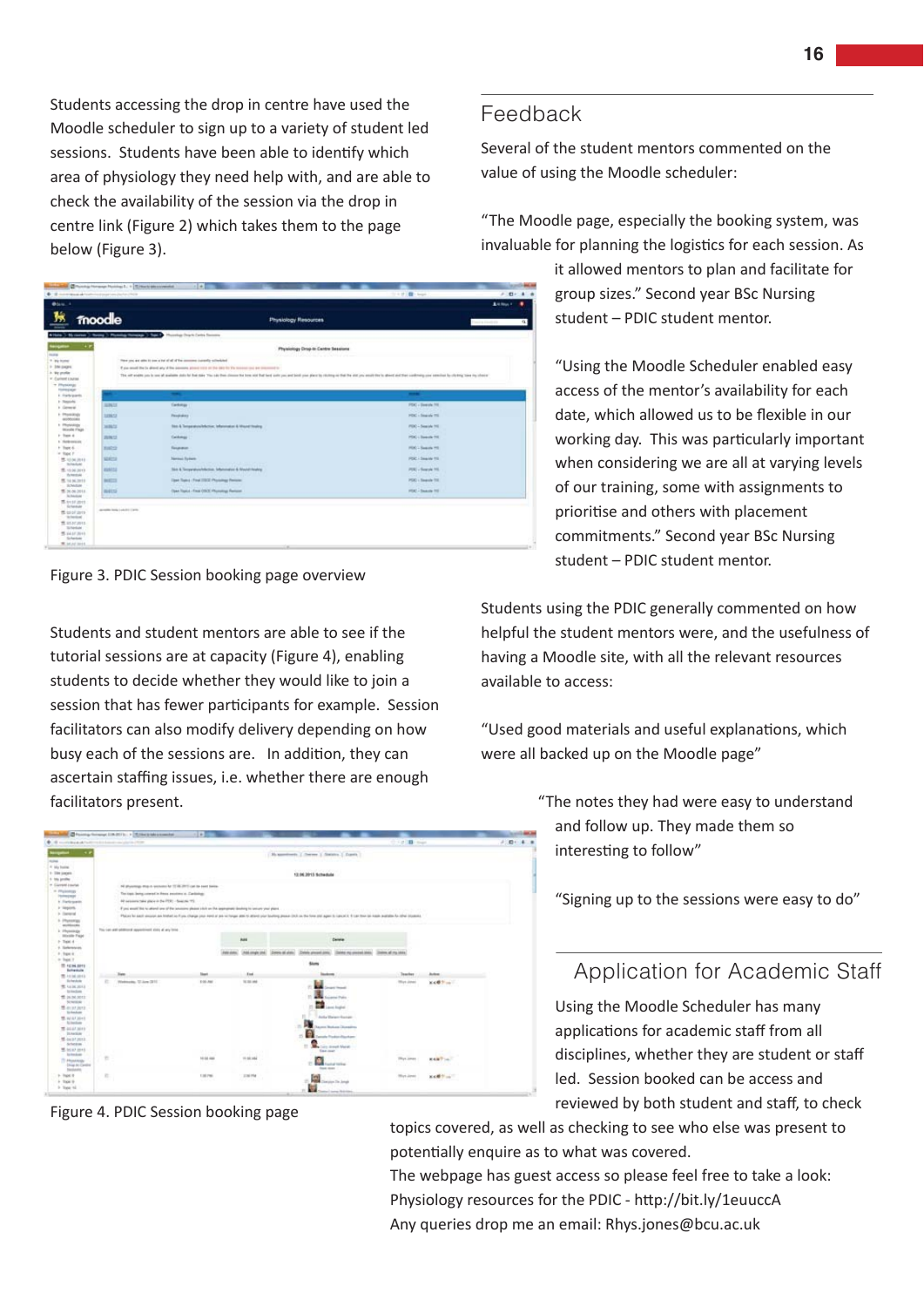Students accessing the drop in centre have used the Moodle scheduler to sign up to a variety of student led sessions. Students have been able to identify which area of physiology they need help with, and are able to check the availability of the session via the drop in centre link (Figure 2) which takes them to the page below (Figure 3).

Figure 3. PDIC Session booking page overview

Students and student mentors are able to see if the tutorial sessions are at capacity (Figure 4), enabling students to decide whether they would like to join a session that has fewer participants for example. Session facilitators can also modify delivery depending on how busy each of the sessions are. In addition, they can ascertain staffing issues, i.e. whether there are enough facilitators present.

Figure 4. PDIC Session booking page

## Feedback

Several of the student mentors commented on the value of using the Moodle scheduler:

"The Moodle page, especially the booking system, was invaluable for planning the logistics for each session. As it allowed mentors to plan and facilitate for group sizes." Second year BSc Nursing student – PDIC student mentor.

"Using the Moodle Scheduler enabled easy access of the mentor's availability for each date, which allowed us to be flexible in our working day. This was particularly important when considering we are all at varying levels of our training, some with assignments to prioritise and others with placement commitments." Second year BSc Nursing student – PDIC student mentor.

Students using the PDIC generally commented on how helpful the student mentors were, and the usefulness of having a Moodle site, with all the relevant resources available to access:

"Used good materials and useful explanations, which were all backed up on the Moodle page"

"The notes they had were easy to understand and follow up. They made them so interesting to follow"

"Signing up to the sessions were easy to do"

## Application for Academic Staff

Using the Moodle Scheduler has many applications for academic staff from all disciplines, whether they are student or staff led. Session booked can be access and reviewed by both student and staff, to check topics covered, as well as checking to see who else was present to potentially enquire as to what was covered.

The webpage has guest access so please feel free to take a look: Physiology resources for the PDIC - http://bit.ly/1euuccA

Any queries drop me an email: Rhys.jones@bcu.ac.uk